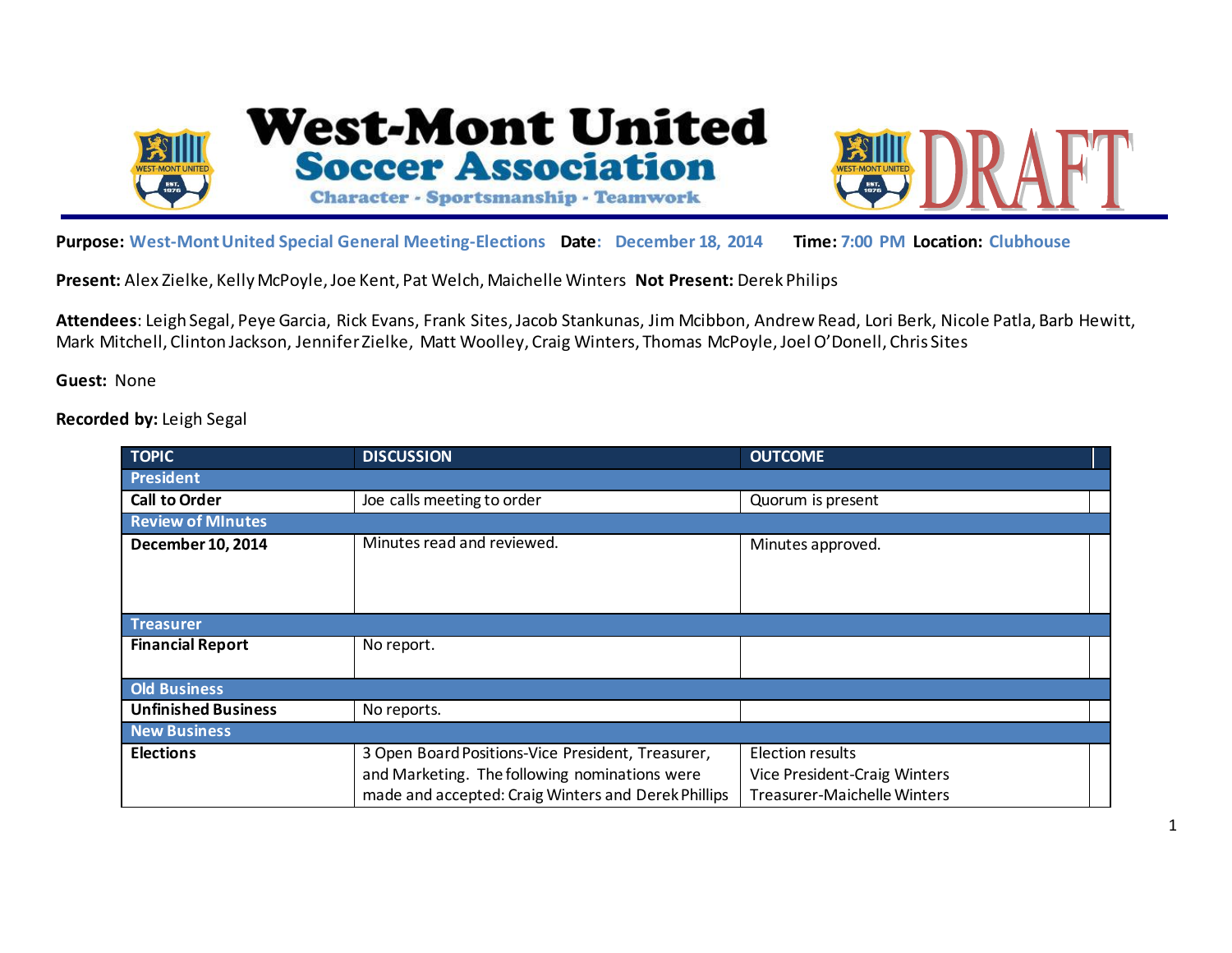# West-Mont United

## Soccer Association

Character - Sportsmanship - Teamwork

DRAFT

**Purpose:** West-Mont United Special General Meeting-Elections **Date:** December 18, 2014 **Time:** 7:00 PM **Location:** Clubhouse

**Present:** Alex Zielke, Kelly McPoyle, Joe Kent, Pat Welch, Maichelle Winters **Not Present:** Derek Philips

**Attendees**: Leigh Segal, Peye Garcia, Rick Evans, Frank Sites, Jacob Stankunas, Jim Mcibbon, Andrew Read, Lori Berk, Nicole Patla, Barb Hewitt, Mark Mitchell, Clinton Jackson, Jennifer Zielke, Matt Woolley, Craig Winters, Thomas McPoyle, Joel O'Donell, Chris Sites

**Guest:** None

**Recorded by:** Leigh Segal

| TOPIC | DISCUSSION | OUTCOME |
|---|---|---|
| **President** | | |
| **Call to Order** | Joe calls meeting to order | Quorum is present |
| **Review of MInutes** | | |
| **December 10, 2014** | Minutes read and reviewed. | Minutes approved. |
| **Treasurer** | | |
| **Financial Report** | No report. | |
| **Old Business** | | |
| **Unfinished Business** | No reports. | |
| **New Business** | | |
| **Elections** | 3 Open Board Positions-Vice President, Treasurer, and Marketing. The following nominations were made and accepted: Craig Winters and Derek Phillips | Election results<br>Vice President-Craig Winters<br>Treasurer-Maichelle Winters |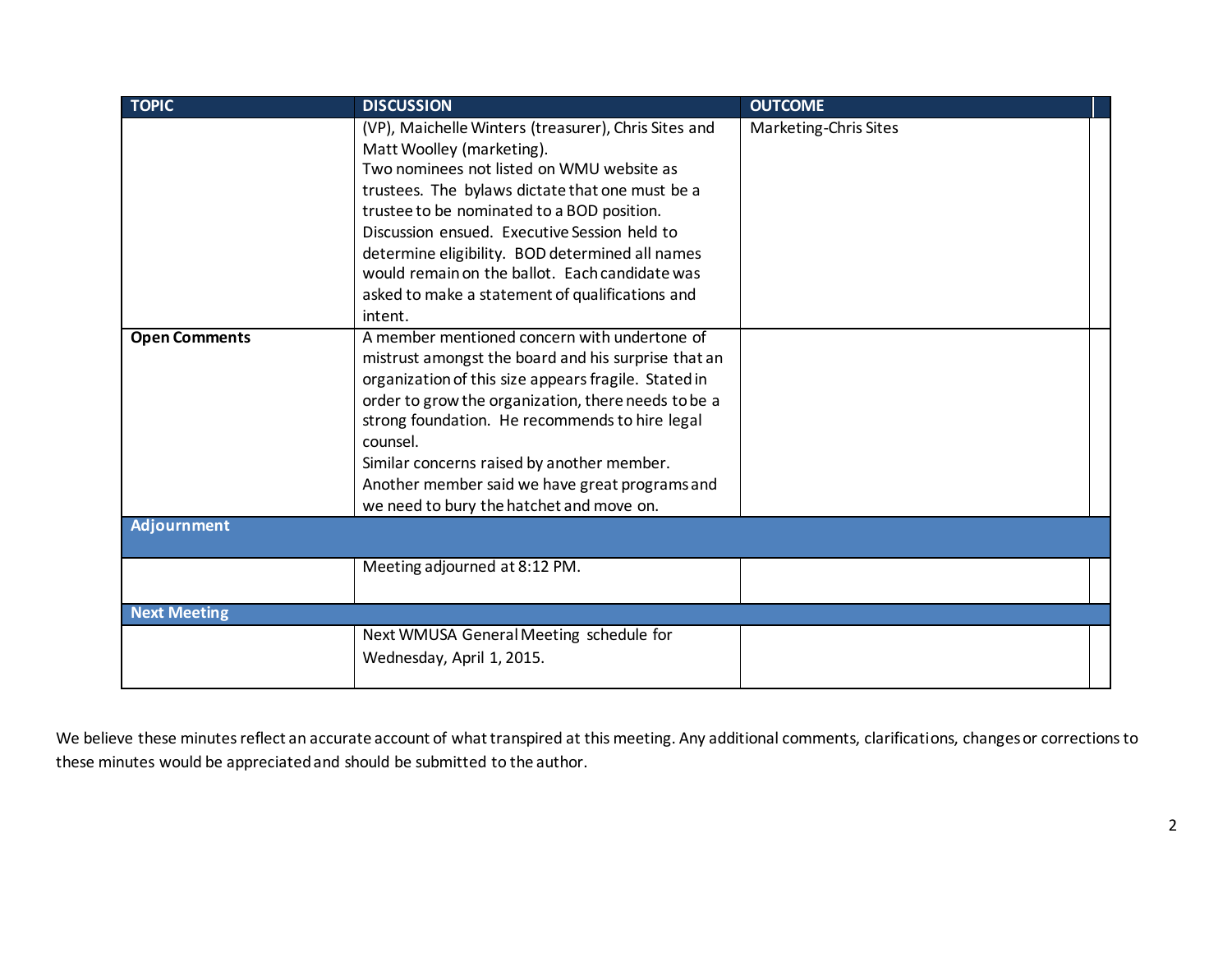| TOPIC | DISCUSSION | OUTCOME | |
|---|---|---|---|
| | (VP), Maichelle Winters (treasurer), Chris Sites and Matt Woolley (marketing).<br>Two nominees not listed on WMU website as trustees. The bylaws dictate that one must be a trustee to be nominated to a BOD position. Discussion ensued. Executive Session held to determine eligibility. BOD determined all names would remain on the ballot. Each candidate was asked to make a statement of qualifications and intent. | Marketing-Chris Sites | |
| **Open Comments** | A member mentioned concern with undertone of mistrust amongst the board and his surprise that an organization of this size appears fragile. Stated in order to grow the organization, there needs to be a strong foundation. He recommends to hire legal counsel.<br>Similar concerns raised by another member.<br>Another member said we have great programs and we need to bury the hatchet and move on. | | |
| **Adjournment** | | | |
| | Meeting adjourned at 8:12 PM. | | |
| **Next Meeting** | | | |
| | Next WMUSA General Meeting schedule for Wednesday, April 1, 2015. | | |

We believe these minutes reflect an accurate account of what transpired at this meeting. Any additional comments, clarifications, changes or corrections to these minutes would be appreciated and should be submitted to the author.